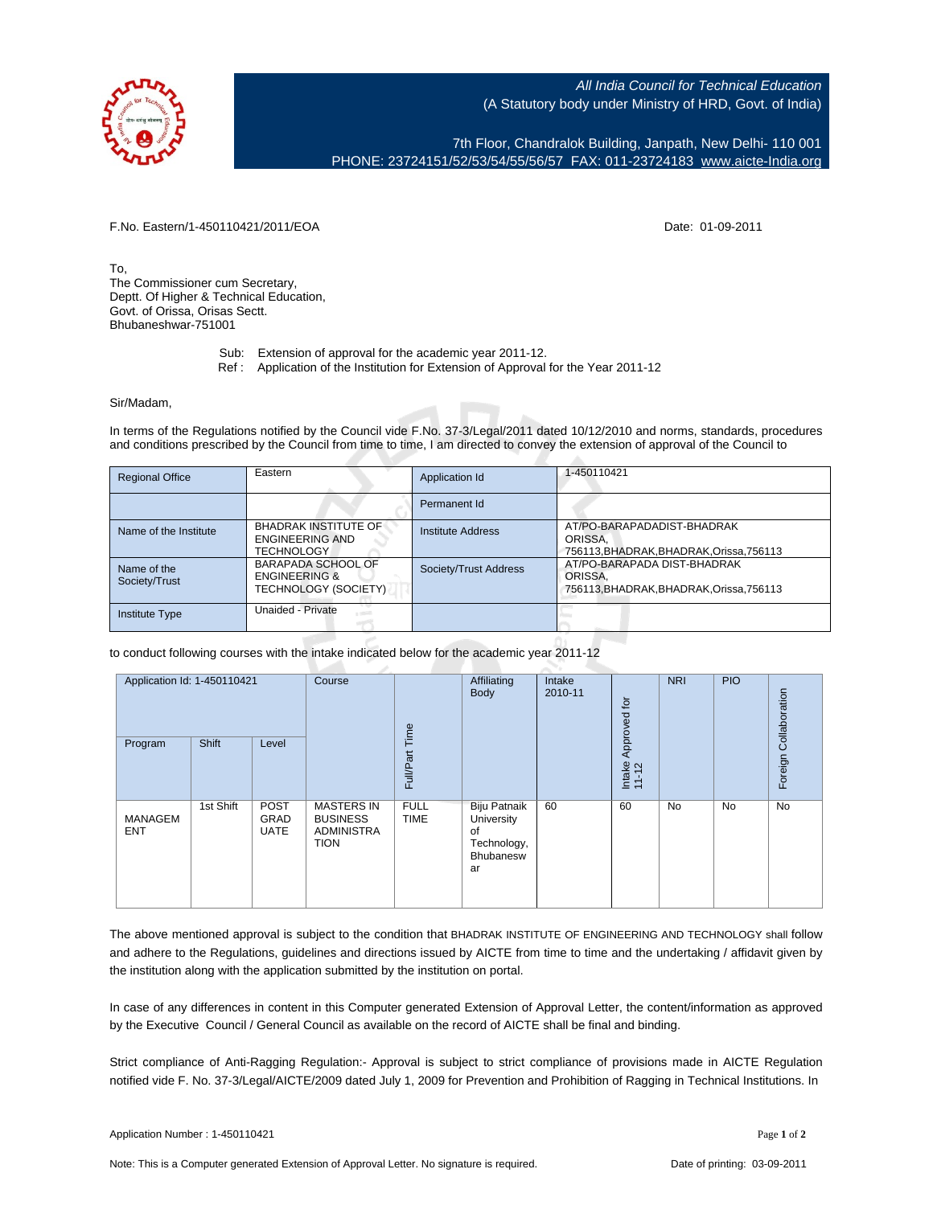All India Council for Technical Education
(A Statutory body under Ministry of HRD, Govt. of India)

7th Floor, Chandralok Building, Janpath, New Delhi- 110 001
PHONE: 23724151/52/53/54/55/56/57 FAX: 011-23724183 www.aicte-India.org

F.No. Eastern/1-450110421/2011/EOA

Date: 01-09-2011

To,
The Commissioner cum Secretary,
Deptt. Of Higher & Technical Education,
Govt. of Orissa, Orisas Sectt.
Bhubaneshwar-751001

Sub: Extension of approval for the academic year 2011-12.
Ref : Application of the Institution for Extension of Approval for the Year 2011-12

Sir/Madam,

In terms of the Regulations notified by the Council vide F.No. 37-3/Legal/2011 dated 10/12/2010 and norms, standards, procedures and conditions prescribed by the Council from time to time, I am directed to convey the extension of approval of the Council to

| Regional Office | Eastern | Application Id | 1-450110421 |
|---|---|---|---|
| | | Permanent Id | |
| Name of the Institute | BHADRAK INSTITUTE OF ENGINEERING AND TECHNOLOGY | Institute Address | AT/PO-BARAPADADIST-BHADRAK ORISSA, 756113,BHADRAK,BHADRAK,Orissa,756113 |
| Name of the Society/Trust | BARAPADA SCHOOL OF ENGINEERING & TECHNOLOGY (SOCIETY) | Society/Trust Address | AT/PO-BARAPADA DIST-BHADRAK ORISSA, 756113,BHADRAK,BHADRAK,Orissa,756113 |
| Institute Type | Unaided - Private | | |

to conduct following courses with the intake indicated below for the academic year 2011-12

| Application Id: 1-450110421 | | | Course | Full/Part Time | Affiliating Body | Intake 2010-11 | Intake Approved for 11-12 | NRI | PIO | Foreign Collaboration |
|---|---|---|---|---|---|---|---|---|---|---|
| Program | Shift | Level | | | | | | | | |
| MANAGEMENT | 1st Shift | POST GRADUATE | MASTERS IN BUSINESS ADMINISTRATION | FULL TIME | Biju Patnaik University of Technology, Bhubaneswar | 60 | 60 | No | No | No |

The above mentioned approval is subject to the condition that BHADRAK INSTITUTE OF ENGINEERING AND TECHNOLOGY shall follow and adhere to the Regulations, guidelines and directions issued by AICTE from time to time and the undertaking / affidavit given by the institution along with the application submitted by the institution on portal.

In case of any differences in content in this Computer generated Extension of Approval Letter, the content/information as approved by the Executive Council / General Council as available on the record of AICTE shall be final and binding.

Strict compliance of Anti-Ragging Regulation:- Approval is subject to strict compliance of provisions made in AICTE Regulation notified vide F. No. 37-3/Legal/AICTE/2009 dated July 1, 2009 for Prevention and Prohibition of Ragging in Technical Institutions. In

Application Number : 1-450110421

Note: This is a Computer generated Extension of Approval Letter. No signature is required.

Date of printing: 03-09-2011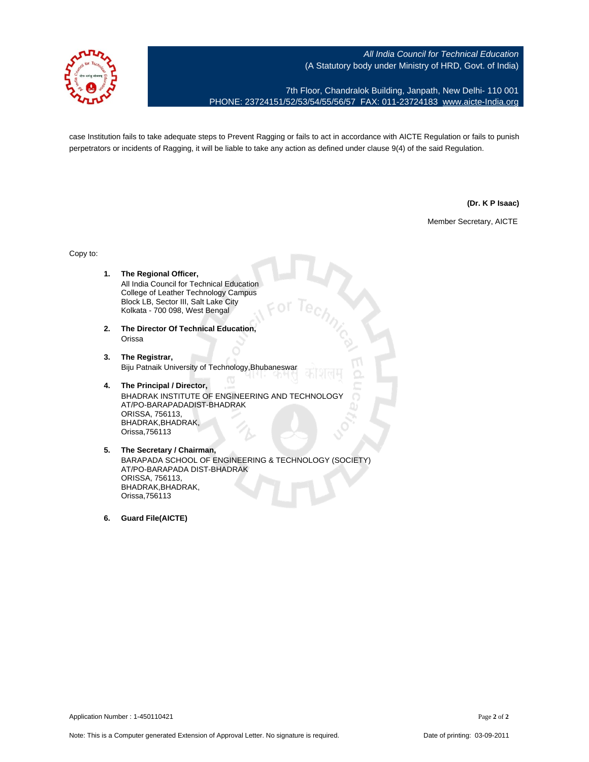case Institution fails to take adequate steps to Prevent Ragging or fails to act in accordance with AICTE Regulation or fails to punish perpetrators or incidents of Ragging, it will be liable to take any action as defined under clause 9(4) of the said Regulation.

**(Dr. K P Isaac)**

Member Secretary, AICTE

Copy to:

1. **The Regional Officer,**
   All India Council for Technical Education
   College of Leather Technology Campus
   Block LB, Sector III, Salt Lake City
   Kolkata - 700 098, West Bengal

2. **The Director Of Technical Education,**
   Orissa

3. **The Registrar,**
   Biju Patnaik University of Technology,Bhubaneswar

4. **The Principal / Director,**
   BHADRAK INSTITUTE OF ENGINEERING AND TECHNOLOGY
   AT/PO-BARAPADADIST-BHADRAK
   ORISSA, 756113,
   BHADRAK,BHADRAK,
   Orissa,756113

5. **The Secretary / Chairman,**
   BARAPADA SCHOOL OF ENGINEERING & TECHNOLOGY (SOCIETY)
   AT/PO-BARAPADA DIST-BHADRAK
   ORISSA, 756113,
   BHADRAK,BHADRAK,
   Orissa,756113

6. **Guard File(AICTE)**

Application Number : 1-450110421

Note: This is a Computer generated Extension of Approval Letter. No signature is required.

Date of printing: 03-09-2011